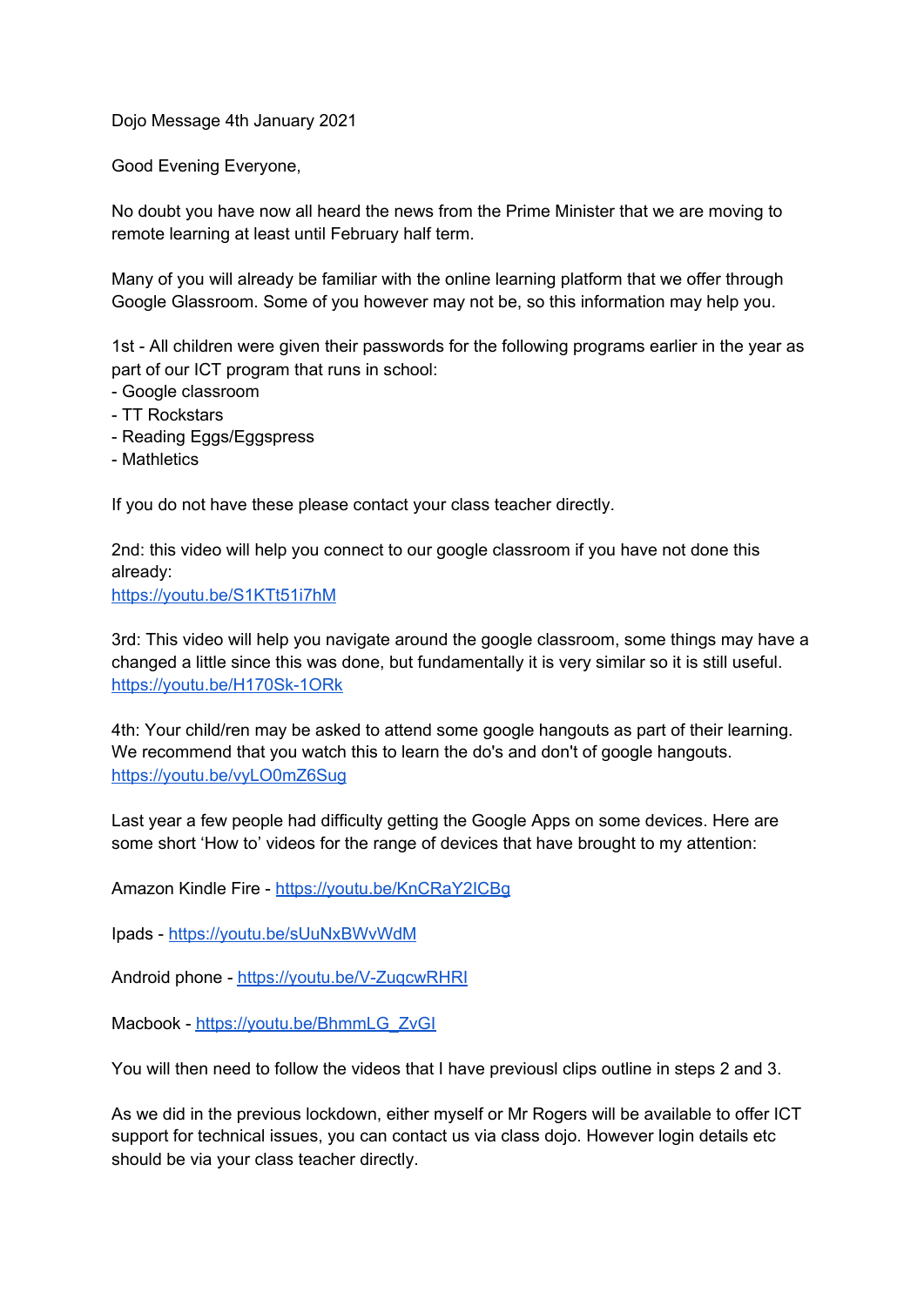Dojo Message 4th January 2021

Good Evening Everyone,

No doubt you have now all heard the news from the Prime Minister that we are moving to remote learning at least until February half term.

Many of you will already be familiar with the online learning platform that we offer through Google Glassroom. Some of you however may not be, so this information may help you.

1st - All children were given their passwords for the following programs earlier in the year as part of our ICT program that runs in school:
- Google classroom
- TT Rockstars
- Reading Eggs/Eggspress
- Mathletics

If you do not have these please contact your class teacher directly.

2nd: this video will help you connect to our google classroom if you have not done this already:
https://youtu.be/S1KTt51i7hM

3rd: This video will help you navigate around the google classroom, some things may have a changed a little since this was done, but fundamentally it is very similar so it is still useful.
https://youtu.be/H170Sk-1ORk

4th: Your child/ren may be asked to attend some google hangouts as part of their learning. We recommend that you watch this to learn the do's and don't of google hangouts.
https://youtu.be/vyLO0mZ6Sug

Last year a few people had difficulty getting the Google Apps on some devices. Here are some short 'How to' videos for the range of devices that have brought to my attention:

Amazon Kindle Fire - https://youtu.be/KnCRaY2ICBg

Ipads - https://youtu.be/sUuNxBWvWdM

Android phone - https://youtu.be/V-ZuqcwRHRI

Macbook - https://youtu.be/BhmmLG_ZvGI

You will then need to follow the videos that I have previousl clips outline in steps 2 and 3.

As we did in the previous lockdown, either myself or Mr Rogers will be available to offer ICT support for technical issues, you can contact us via class dojo. However login details etc should be via your class teacher directly.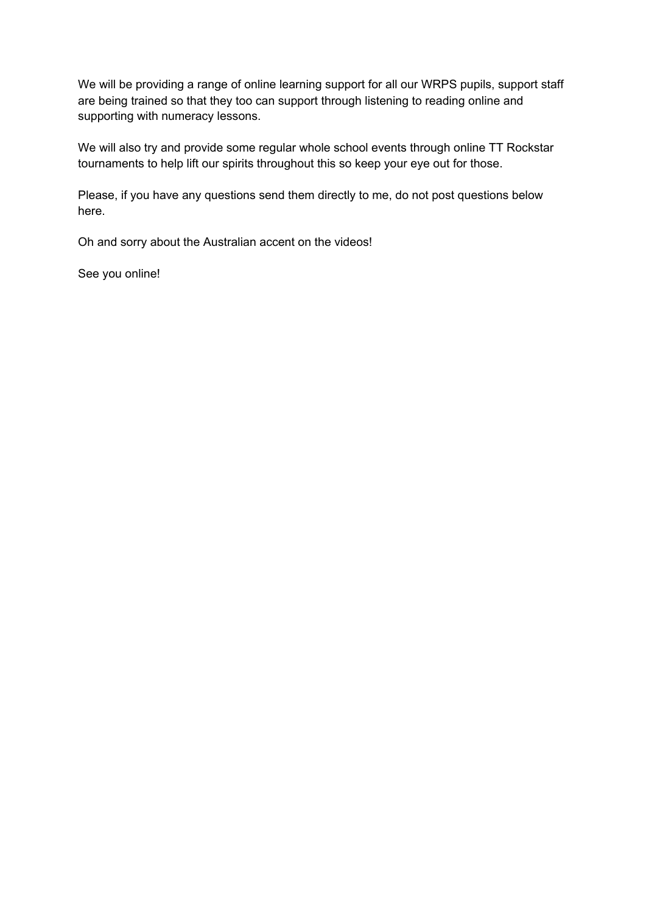We will be providing a range of online learning support for all our WRPS pupils, support staff are being trained so that they too can support through listening to reading online and supporting with numeracy lessons.

We will also try and provide some regular whole school events through online TT Rockstar tournaments to help lift our spirits throughout this so keep your eye out for those.

Please, if you have any questions send them directly to me, do not post questions below here.

Oh and sorry about the Australian accent on the videos!

See you online!